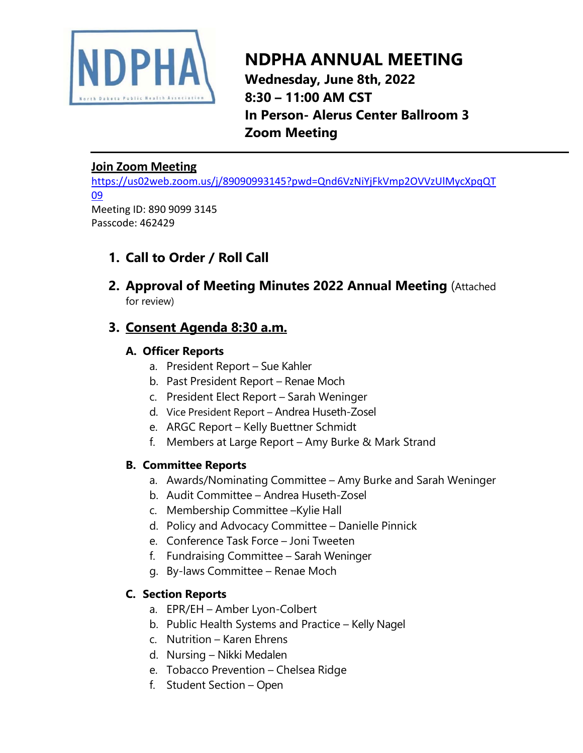# NDPHA ANNUAL MEETING

**Wednesday, June 8th, 2022**
**8:30 – 11:00 AM CST**
**In Person- Alerus Center Ballroom 3**
**Zoom Meeting**

---

**Join Zoom Meeting**

https://us02web.zoom.us/j/89090993145?pwd=Qnd6VzNiYjFkVmp2OVVzUlMycXpqQT09

Meeting ID: 890 9099 3145
Passcode: 462429

1. **Call to Order / Roll Call**

2. **Approval of Meeting Minutes 2022 Annual Meeting** (Attached for review)

3. **Consent Agenda 8:30 a.m.**

   **A. Officer Reports**
   a. President Report – Sue Kahler
   b. Past President Report – Renae Moch
   c. President Elect Report – Sarah Weninger
   d. Vice President Report – Andrea Huseth-Zosel
   e. ARGC Report – Kelly Buettner Schmidt
   f. Members at Large Report – Amy Burke & Mark Strand

   **B. Committee Reports**
   a. Awards/Nominating Committee – Amy Burke and Sarah Weninger
   b. Audit Committee – Andrea Huseth-Zosel
   c. Membership Committee –Kylie Hall
   d. Policy and Advocacy Committee – Danielle Pinnick
   e. Conference Task Force – Joni Tweeten
   f. Fundraising Committee – Sarah Weninger
   g. By-laws Committee – Renae Moch

   **C. Section Reports**
   a. EPR/EH – Amber Lyon-Colbert
   b. Public Health Systems and Practice – Kelly Nagel
   c. Nutrition – Karen Ehrens
   d. Nursing – Nikki Medalen
   e. Tobacco Prevention – Chelsea Ridge
   f. Student Section – Open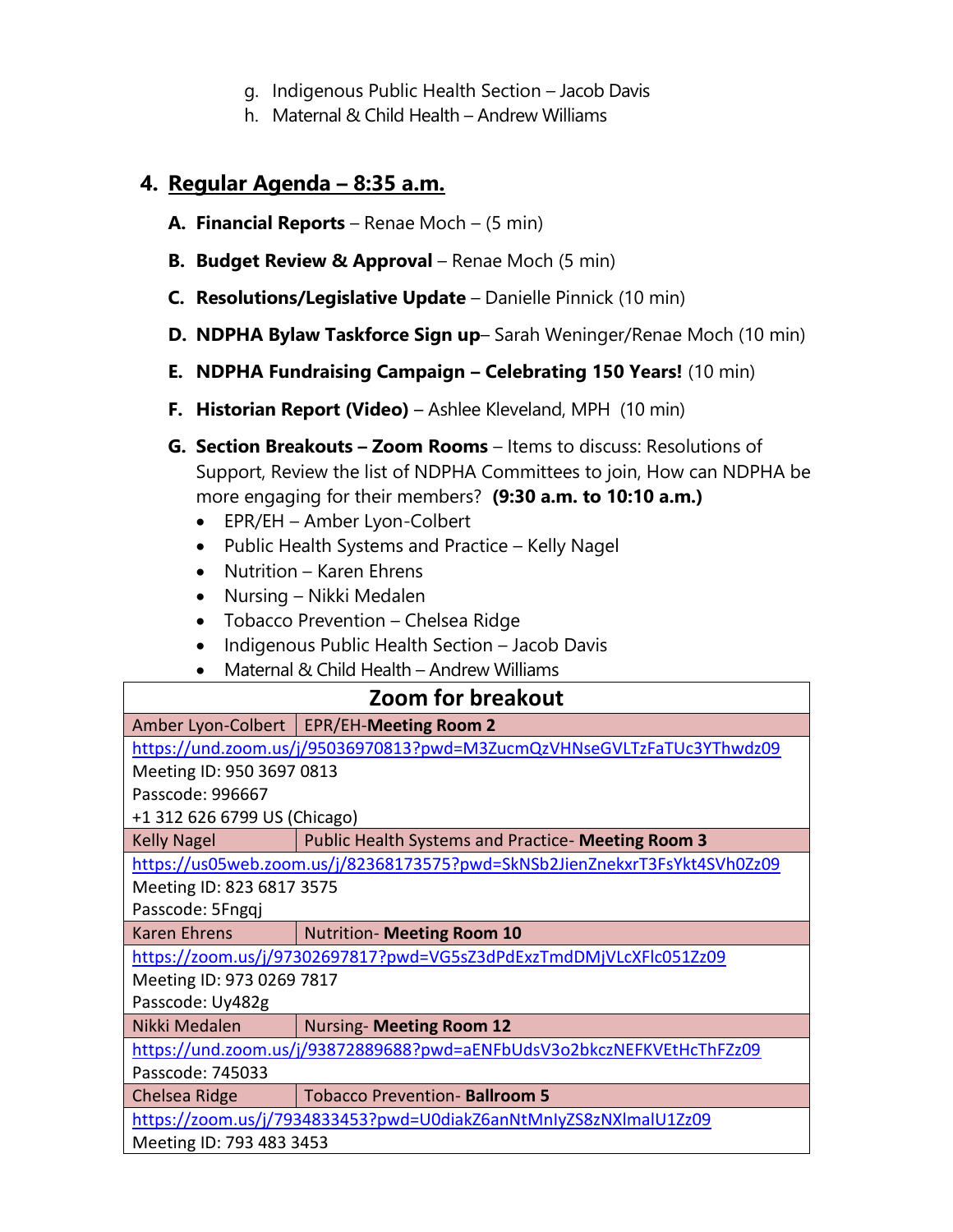g. Indigenous Public Health Section – Jacob Davis
h. Maternal & Child Health – Andrew Williams

## 4. Regular Agenda – 8:35 a.m.

**A. Financial Reports** – Renae Moch – (5 min)

**B. Budget Review & Approval** – Renae Moch (5 min)

**C. Resolutions/Legislative Update** – Danielle Pinnick (10 min)

**D. NDPHA Bylaw Taskforce Sign up**– Sarah Weninger/Renae Moch (10 min)

**E. NDPHA Fundraising Campaign – Celebrating 150 Years!** (10 min)

**F. Historian Report (Video)** – Ashlee Kleveland, MPH (10 min)

**G. Section Breakouts – Zoom Rooms** – Items to discuss: Resolutions of Support, Review the list of NDPHA Committees to join, How can NDPHA be more engaging for their members? **(9:30 a.m. to 10:10 a.m.)**

- EPR/EH – Amber Lyon-Colbert
- Public Health Systems and Practice – Kelly Nagel
- Nutrition – Karen Ehrens
- Nursing – Nikki Medalen
- Tobacco Prevention – Chelsea Ridge
- Indigenous Public Health Section – Jacob Davis
- Maternal & Child Health – Andrew Williams

| Zoom for breakout | |
|---|---|
| Amber Lyon-Colbert | EPR/EH-**Meeting Room 2** |
| https://und.zoom.us/j/95036970813?pwd=M3ZucmQzVHNseGVLTzFaTUc3YThwdz09<br>Meeting ID: 950 3697 0813<br>Passcode: 996667<br>+1 312 626 6799 US (Chicago) | |
| Kelly Nagel | Public Health Systems and Practice- **Meeting Room 3** |
| https://us05web.zoom.us/j/82368173575?pwd=SkNSb2JienZnekxrT3FsYkt4SVh0Zz09<br>Meeting ID: 823 6817 3575<br>Passcode: 5Fngqj | |
| Karen Ehrens | Nutrition- **Meeting Room 10** |
| https://zoom.us/j/97302697817?pwd=VG5sZ3dPdExzTmdDMjVLcXFlc051Zz09<br>Meeting ID: 973 0269 7817<br>Passcode: Uy482g | |
| Nikki Medalen | Nursing- **Meeting Room 12** |
| https://und.zoom.us/j/93872889688?pwd=aENFbUdsV3o2bkczNEFKVEtHcThFZz09<br>Passcode: 745033 | |
| Chelsea Ridge | Tobacco Prevention- **Ballroom 5** |
| https://zoom.us/j/7934833453?pwd=U0diakZ6anNtMnlyZS8zNXlmalU1Zz09<br>Meeting ID: 793 483 3453 | |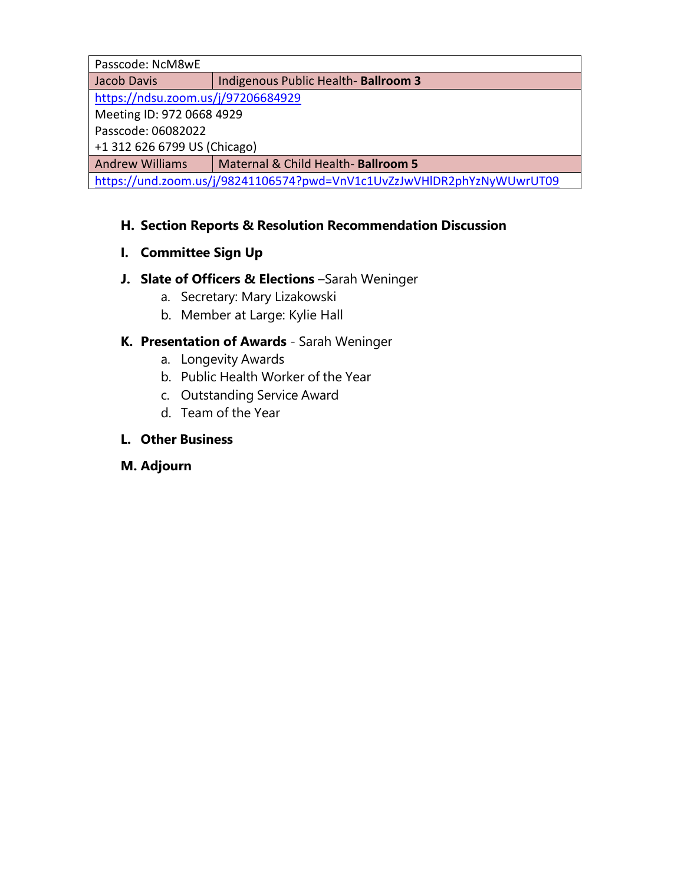| | |
|---|---|
| Passcode: NcM8wE | |
| Jacob Davis | Indigenous Public Health- **Ballroom 3** |
| https://ndsu.zoom.us/j/97206684929<br>Meeting ID: 972 0668 4929<br>Passcode: 06082022<br>+1 312 626 6799 US (Chicago) | |
| Andrew Williams | Maternal & Child Health- **Ballroom 5** |
| https://und.zoom.us/j/98241106574?pwd=VnV1c1UvZzJwVHlDR2phYzNyWUwrUT09 | |

**H. Section Reports & Resolution Recommendation Discussion**

**I. Committee Sign Up**

**J. Slate of Officers & Elections** –Sarah Weninger

a. Secretary: Mary Lizakowski
b. Member at Large: Kylie Hall

**K. Presentation of Awards** - Sarah Weninger

a. Longevity Awards
b. Public Health Worker of the Year
c. Outstanding Service Award
d. Team of the Year

**L. Other Business**

**M. Adjourn**